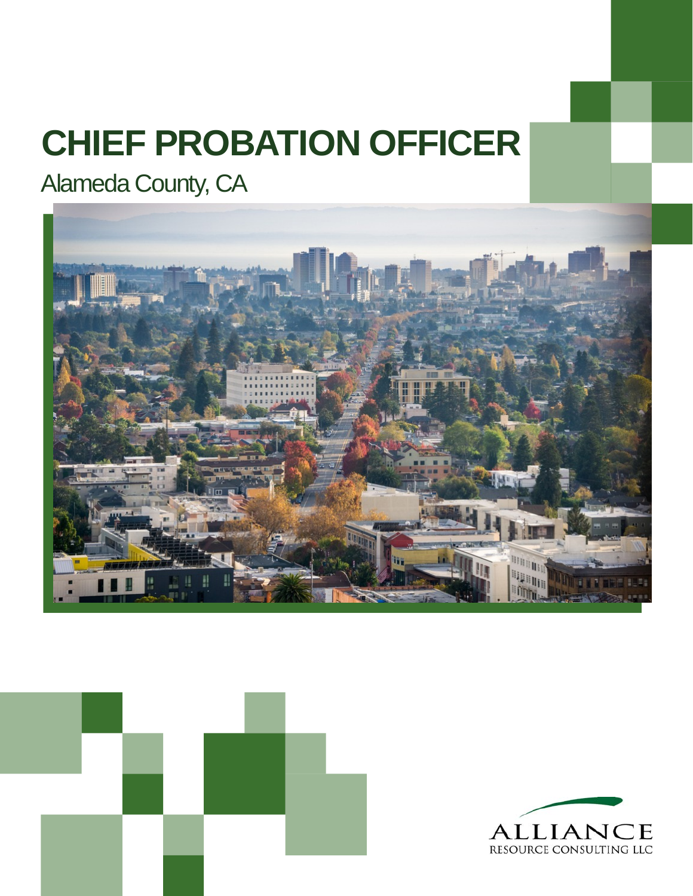# CHIEF PROBATION OFFICER

Alameda County, CA

ALLIANCE
RESOURCE CONSULTING LLC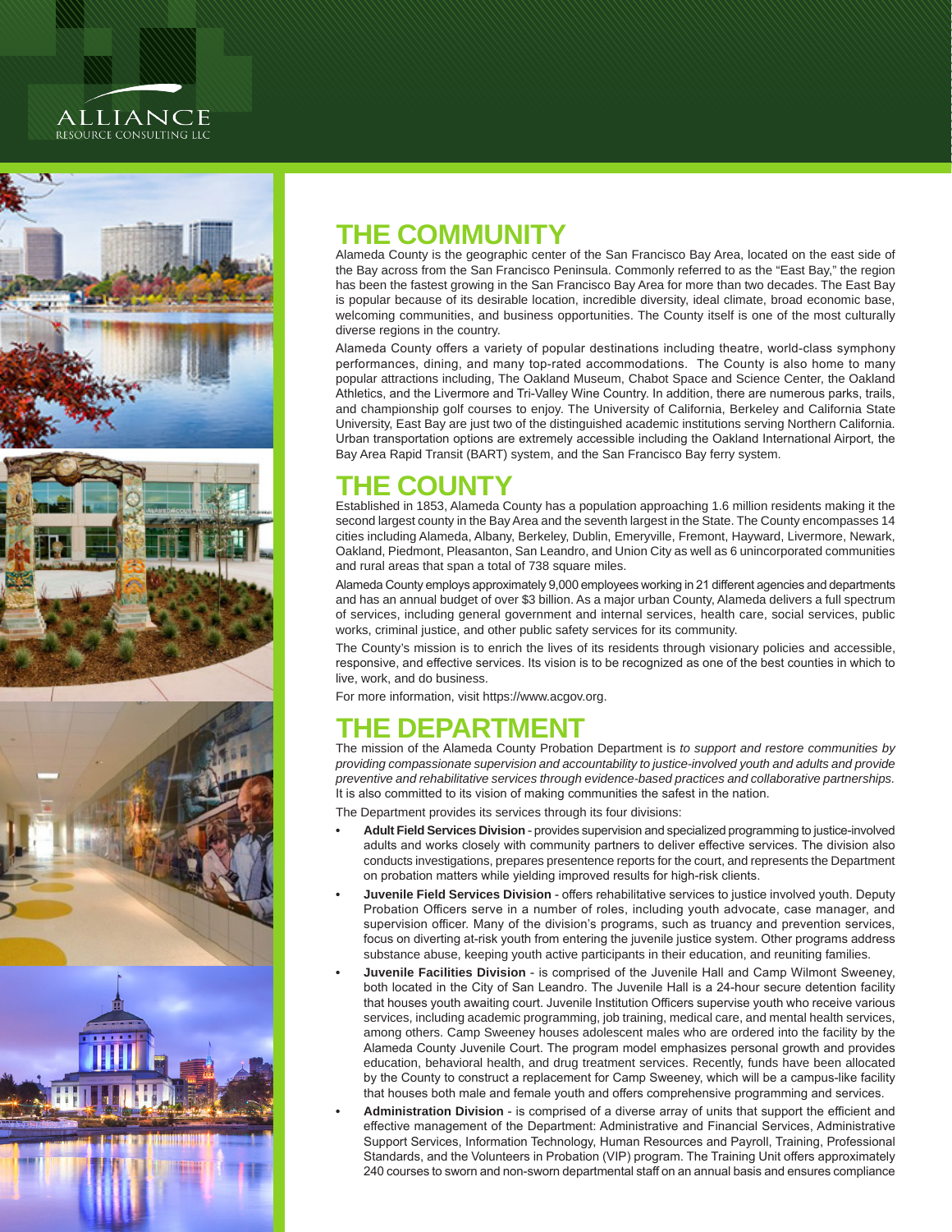## THE COMMUNITY

Alameda County is the geographic center of the San Francisco Bay Area, located on the east side of the Bay across from the San Francisco Peninsula. Commonly referred to as the "East Bay," the region has been the fastest growing in the San Francisco Bay Area for more than two decades. The East Bay is popular because of its desirable location, incredible diversity, ideal climate, broad economic base, welcoming communities, and business opportunities. The County itself is one of the most culturally diverse regions in the country.

Alameda County offers a variety of popular destinations including theatre, world-class symphony performances, dining, and many top-rated accommodations. The County is also home to many popular attractions including, The Oakland Museum, Chabot Space and Science Center, the Oakland Athletics, and the Livermore and Tri-Valley Wine Country. In addition, there are numerous parks, trails, and championship golf courses to enjoy. The University of California, Berkeley and California State University, East Bay are just two of the distinguished academic institutions serving Northern California. Urban transportation options are extremely accessible including the Oakland International Airport, the Bay Area Rapid Transit (BART) system, and the San Francisco Bay ferry system.

## THE COUNTY

Established in 1853, Alameda County has a population approaching 1.6 million residents making it the second largest county in the Bay Area and the seventh largest in the State. The County encompasses 14 cities including Alameda, Albany, Berkeley, Dublin, Emeryville, Fremont, Hayward, Livermore, Newark, Oakland, Piedmont, Pleasanton, San Leandro, and Union City as well as 6 unincorporated communities and rural areas that span a total of 738 square miles.

Alameda County employs approximately 9,000 employees working in 21 different agencies and departments and has an annual budget of over $3 billion. As a major urban County, Alameda delivers a full spectrum of services, including general government and internal services, health care, social services, public works, criminal justice, and other public safety services for its community.

The County's mission is to enrich the lives of its residents through visionary policies and accessible, responsive, and effective services. Its vision is to be recognized as one of the best counties in which to live, work, and do business.

For more information, visit https://www.acgov.org.

## THE DEPARTMENT

The mission of the Alameda County Probation Department is *to support and restore communities by providing compassionate supervision and accountability to justice-involved youth and adults and provide preventive and rehabilitative services through evidence-based practices and collaborative partnerships.* It is also committed to its vision of making communities the safest in the nation.

The Department provides its services through its four divisions:

- **Adult Field Services Division** - provides supervision and specialized programming to justice-involved adults and works closely with community partners to deliver effective services. The division also conducts investigations, prepares presentence reports for the court, and represents the Department on probation matters while yielding improved results for high-risk clients.
- **Juvenile Field Services Division** - offers rehabilitative services to justice involved youth. Deputy Probation Officers serve in a number of roles, including youth advocate, case manager, and supervision officer. Many of the division's programs, such as truancy and prevention services, focus on diverting at-risk youth from entering the juvenile justice system. Other programs address substance abuse, keeping youth active participants in their education, and reuniting families.
- **Juvenile Facilities Division** - is comprised of the Juvenile Hall and Camp Wilmont Sweeney, both located in the City of San Leandro. The Juvenile Hall is a 24-hour secure detention facility that houses youth awaiting court. Juvenile Institution Officers supervise youth who receive various services, including academic programming, job training, medical care, and mental health services, among others. Camp Sweeney houses adolescent males who are ordered into the facility by the Alameda County Juvenile Court. The program model emphasizes personal growth and provides education, behavioral health, and drug treatment services. Recently, funds have been allocated by the County to construct a replacement for Camp Sweeney, which will be a campus-like facility that houses both male and female youth and offers comprehensive programming and services.
- **Administration Division** - is comprised of a diverse array of units that support the efficient and effective management of the Department: Administrative and Financial Services, Administrative Support Services, Information Technology, Human Resources and Payroll, Training, Professional Standards, and the Volunteers in Probation (VIP) program. The Training Unit offers approximately 240 courses to sworn and non-sworn departmental staff on an annual basis and ensures compliance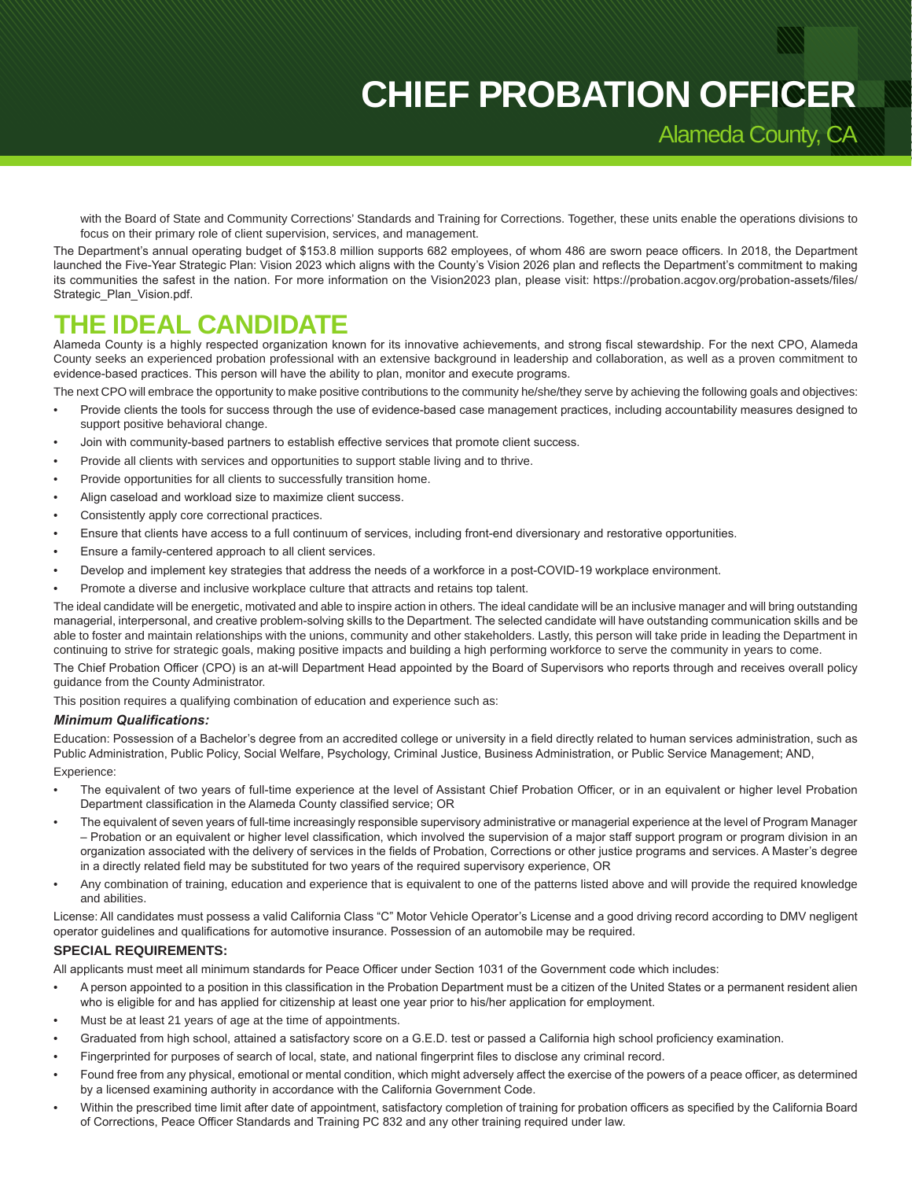with the Board of State and Community Corrections' Standards and Training for Corrections. Together, these units enable the operations divisions to focus on their primary role of client supervision, services, and management.

The Department's annual operating budget of $153.8 million supports 682 employees, of whom 486 are sworn peace officers. In 2018, the Department launched the Five-Year Strategic Plan: Vision 2023 which aligns with the County's Vision 2026 plan and reflects the Department's commitment to making its communities the safest in the nation. For more information on the Vision2023 plan, please visit: https://probation.acgov.org/probation-assets/files/Strategic_Plan_Vision.pdf.

## THE IDEAL CANDIDATE

Alameda County is a highly respected organization known for its innovative achievements, and strong fiscal stewardship. For the next CPO, Alameda County seeks an experienced probation professional with an extensive background in leadership and collaboration, as well as a proven commitment to evidence-based practices. This person will have the ability to plan, monitor and execute programs.

The next CPO will embrace the opportunity to make positive contributions to the community he/she/they serve by achieving the following goals and objectives:

- Provide clients the tools for success through the use of evidence-based case management practices, including accountability measures designed to support positive behavioral change.
- Join with community-based partners to establish effective services that promote client success.
- Provide all clients with services and opportunities to support stable living and to thrive.
- Provide opportunities for all clients to successfully transition home.
- Align caseload and workload size to maximize client success.
- Consistently apply core correctional practices.
- Ensure that clients have access to a full continuum of services, including front-end diversionary and restorative opportunities.
- Ensure a family-centered approach to all client services.
- Develop and implement key strategies that address the needs of a workforce in a post-COVID-19 workplace environment.
- Promote a diverse and inclusive workplace culture that attracts and retains top talent.

The ideal candidate will be energetic, motivated and able to inspire action in others. The ideal candidate will be an inclusive manager and will bring outstanding managerial, interpersonal, and creative problem-solving skills to the Department. The selected candidate will have outstanding communication skills and be able to foster and maintain relationships with the unions, community and other stakeholders. Lastly, this person will take pride in leading the Department in continuing to strive for strategic goals, making positive impacts and building a high performing workforce to serve the community in years to come.

The Chief Probation Officer (CPO) is an at-will Department Head appointed by the Board of Supervisors who reports through and receives overall policy guidance from the County Administrator.

This position requires a qualifying combination of education and experience such as:

***Minimum Qualifications:***

Education: Possession of a Bachelor's degree from an accredited college or university in a field directly related to human services administration, such as Public Administration, Public Policy, Social Welfare, Psychology, Criminal Justice, Business Administration, or Public Service Management; AND,

Experience:

- The equivalent of two years of full-time experience at the level of Assistant Chief Probation Officer, or in an equivalent or higher level Probation Department classification in the Alameda County classified service; OR
- The equivalent of seven years of full-time increasingly responsible supervisory administrative or managerial experience at the level of Program Manager – Probation or an equivalent or higher level classification, which involved the supervision of a major staff support program or program division in an organization associated with the delivery of services in the fields of Probation, Corrections or other justice programs and services. A Master's degree in a directly related field may be substituted for two years of the required supervisory experience, OR
- Any combination of training, education and experience that is equivalent to one of the patterns listed above and will provide the required knowledge and abilities.

License: All candidates must possess a valid California Class "C" Motor Vehicle Operator's License and a good driving record according to DMV negligent operator guidelines and qualifications for automotive insurance. Possession of an automobile may be required.

### SPECIAL REQUIREMENTS:

All applicants must meet all minimum standards for Peace Officer under Section 1031 of the Government code which includes:

- A person appointed to a position in this classification in the Probation Department must be a citizen of the United States or a permanent resident alien who is eligible for and has applied for citizenship at least one year prior to his/her application for employment.
- Must be at least 21 years of age at the time of appointments.
- Graduated from high school, attained a satisfactory score on a G.E.D. test or passed a California high school proficiency examination.
- Fingerprinted for purposes of search of local, state, and national fingerprint files to disclose any criminal record.
- Found free from any physical, emotional or mental condition, which might adversely affect the exercise of the powers of a peace officer, as determined by a licensed examining authority in accordance with the California Government Code.
- Within the prescribed time limit after date of appointment, satisfactory completion of training for probation officers as specified by the California Board of Corrections, Peace Officer Standards and Training PC 832 and any other training required under law.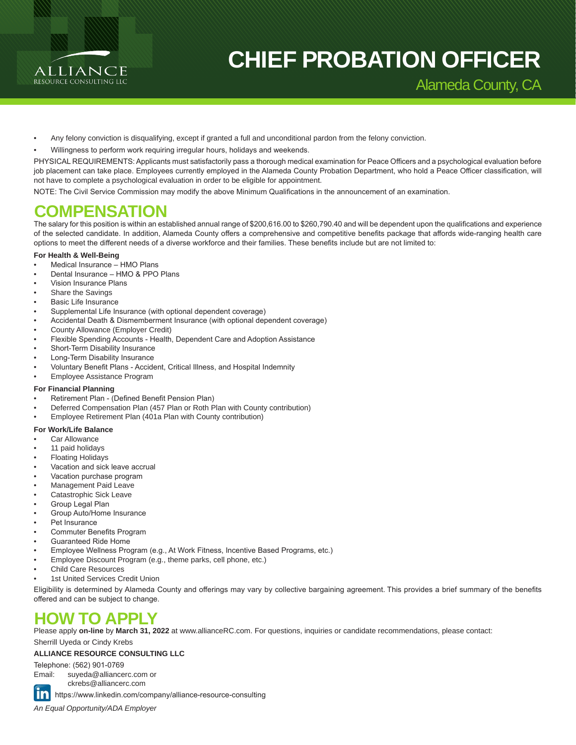- Any felony conviction is disqualifying, except if granted a full and unconditional pardon from the felony conviction.
- Willingness to perform work requiring irregular hours, holidays and weekends.

PHYSICAL REQUIREMENTS: Applicants must satisfactorily pass a thorough medical examination for Peace Officers and a psychological evaluation before job placement can take place. Employees currently employed in the Alameda County Probation Department, who hold a Peace Officer classification, will not have to complete a psychological evaluation in order to be eligible for appointment.

NOTE: The Civil Service Commission may modify the above Minimum Qualifications in the announcement of an examination.

## COMPENSATION

The salary for this position is within an established annual range of $200,616.00 to $260,790.40 and will be dependent upon the qualifications and experience of the selected candidate. In addition, Alameda County offers a comprehensive and competitive benefits package that affords wide-ranging health care options to meet the different needs of a diverse workforce and their families. These benefits include but are not limited to:

**For Health & Well-Being**

- Medical Insurance – HMO Plans
- Dental Insurance – HMO & PPO Plans
- Vision Insurance Plans
- Share the Savings
- Basic Life Insurance
- Supplemental Life Insurance (with optional dependent coverage)
- Accidental Death & Dismemberment Insurance (with optional dependent coverage)
- County Allowance (Employer Credit)
- Flexible Spending Accounts - Health, Dependent Care and Adoption Assistance
- Short-Term Disability Insurance
- Long-Term Disability Insurance
- Voluntary Benefit Plans - Accident, Critical Illness, and Hospital Indemnity
- Employee Assistance Program

**For Financial Planning**

- Retirement Plan - (Defined Benefit Pension Plan)
- Deferred Compensation Plan (457 Plan or Roth Plan with County contribution)
- Employee Retirement Plan (401a Plan with County contribution)

**For Work/Life Balance**

- Car Allowance
- 11 paid holidays
- Floating Holidays
- Vacation and sick leave accrual
- Vacation purchase program
- Management Paid Leave
- Catastrophic Sick Leave
- Group Legal Plan
- Group Auto/Home Insurance
- Pet Insurance
- Commuter Benefits Program
- Guaranteed Ride Home
- Employee Wellness Program (e.g., At Work Fitness, Incentive Based Programs, etc.)
- Employee Discount Program (e.g., theme parks, cell phone, etc.)
- Child Care Resources
- 1st United Services Credit Union

Eligibility is determined by Alameda County and offerings may vary by collective bargaining agreement. This provides a brief summary of the benefits offered and can be subject to change.

## HOW TO APPLY

Please apply **on-line** by **March 31, 2022** at www.allianceRC.com. For questions, inquiries or candidate recommendations, please contact:

Sherrill Uyeda or Cindy Krebs

**ALLIANCE RESOURCE CONSULTING LLC**

Telephone: (562) 901-0769
Email: suyeda@alliancerc.com or
ckrebs@alliancerc.com

https://www.linkedin.com/company/alliance-resource-consulting

*An Equal Opportunity/ADA Employer*